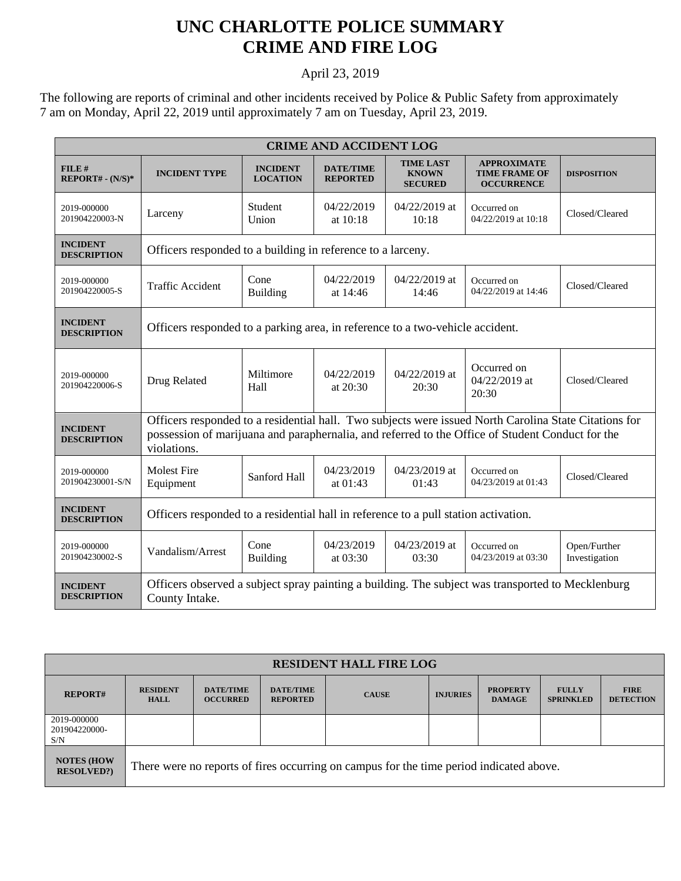# UNC CHARLOTTE POLICE SUMMARY
# CRIME AND FIRE LOG

April 23, 2019

The following are reports of criminal and other incidents received by Police & Public Safety from approximately 7 am on Monday, April 22, 2019 until approximately 7 am on Tuesday, April 23, 2019.

| CRIME AND ACCIDENT LOG | | | | | | |
|---|---|---|---|---|---|---|
| **FILE # REPORT# - (N/S)*** | **INCIDENT TYPE** | **INCIDENT LOCATION** | **DATE/TIME REPORTED** | **TIME LAST KNOWN SECURED** | **APPROXIMATE TIME FRAME OF OCCURRENCE** | **DISPOSITION** |
| 2019-000000 201904220003-N | Larceny | Student Union | 04/22/2019 at 10:18 | 04/22/2019 at 10:18 | Occurred on 04/22/2019 at 10:18 | Closed/Cleared |
| **INCIDENT DESCRIPTION** | Officers responded to a building in reference to a larceny. | | | | | |
| 2019-000000 201904220005-S | Traffic Accident | Cone Building | 04/22/2019 at 14:46 | 04/22/2019 at 14:46 | Occurred on 04/22/2019 at 14:46 | Closed/Cleared |
| **INCIDENT DESCRIPTION** | Officers responded to a parking area, in reference to a two-vehicle accident. | | | | | |
| 2019-000000 201904220006-S | Drug Related | Miltimore Hall | 04/22/2019 at 20:30 | 04/22/2019 at 20:30 | Occurred on 04/22/2019 at 20:30 | Closed/Cleared |
| **INCIDENT DESCRIPTION** | Officers responded to a residential hall. Two subjects were issued North Carolina State Citations for possession of marijuana and paraphernalia, and referred to the Office of Student Conduct for the violations. | | | | | |
| 2019-000000 201904230001-S/N | Molest Fire Equipment | Sanford Hall | 04/23/2019 at 01:43 | 04/23/2019 at 01:43 | Occurred on 04/23/2019 at 01:43 | Closed/Cleared |
| **INCIDENT DESCRIPTION** | Officers responded to a residential hall in reference to a pull station activation. | | | | | |
| 2019-000000 201904230002-S | Vandalism/Arrest | Cone Building | 04/23/2019 at 03:30 | 04/23/2019 at 03:30 | Occurred on 04/23/2019 at 03:30 | Open/Further Investigation |
| **INCIDENT DESCRIPTION** | Officers observed a subject spray painting a building. The subject was transported to Mecklenburg County Intake. | | | | | |

| RESIDENT HALL FIRE LOG | | | | | | | | |
|---|---|---|---|---|---|---|---|---|
| **REPORT#** | **RESIDENT HALL** | **DATE/TIME OCCURRED** | **DATE/TIME REPORTED** | **CAUSE** | **INJURIES** | **PROPERTY DAMAGE** | **FULLY SPRINKLED** | **FIRE DETECTION** |
| 2019-000000 201904220000-S/N | | | | | | | | |
| **NOTES (HOW RESOLVED?)** | There were no reports of fires occurring on campus for the time period indicated above. | | | | | | | |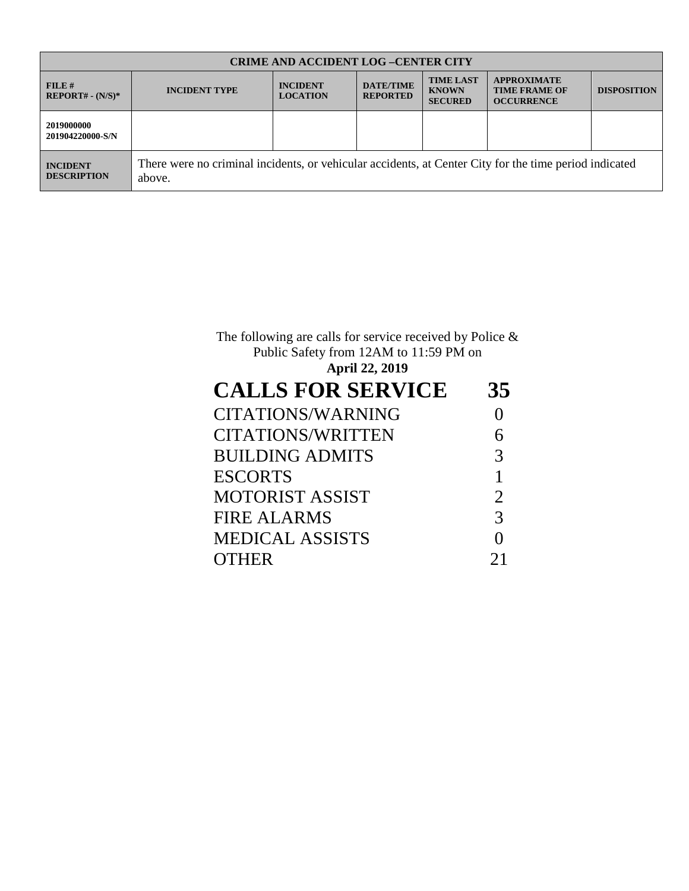| CRIME AND ACCIDENT LOG –CENTER CITY | | | | | | |
|---|---|---|---|---|---|---|
| **FILE # REPORT# - (N/S)*** | **INCIDENT TYPE** | **INCIDENT LOCATION** | **DATE/TIME REPORTED** | **TIME LAST KNOWN SECURED** | **APPROXIMATE TIME FRAME OF OCCURRENCE** | **DISPOSITION** |
| **2019000000 201904220000-S/N** | | | | | | |
| **INCIDENT DESCRIPTION** | There were no criminal incidents, or vehicular accidents, at Center City for the time period indicated above. | | | | | |

The following are calls for service received by Police & Public Safety from 12AM to 11:59 PM on

**April 22, 2019**

| | |
|---|---|
| **CALLS FOR SERVICE** | **35** |
| CITATIONS/WARNING | 0 |
| CITATIONS/WRITTEN | 6 |
| BUILDING ADMITS | 3 |
| ESCORTS | 1 |
| MOTORIST ASSIST | 2 |
| FIRE ALARMS | 3 |
| MEDICAL ASSISTS | 0 |
| OTHER | 21 |